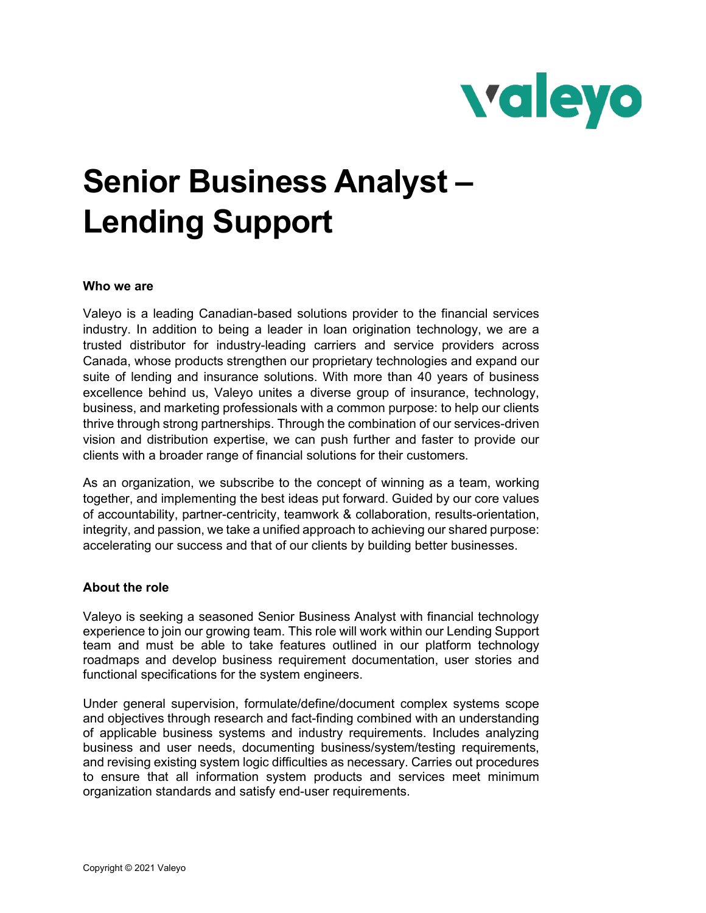# Senior Business Analyst – Lending Support

**Who we are**

Valeyo is a leading Canadian-based solutions provider to the financial services industry. In addition to being a leader in loan origination technology, we are a trusted distributor for industry-leading carriers and service providers across Canada, whose products strengthen our proprietary technologies and expand our suite of lending and insurance solutions. With more than 40 years of business excellence behind us, Valeyo unites a diverse group of insurance, technology, business, and marketing professionals with a common purpose: to help our clients thrive through strong partnerships. Through the combination of our services-driven vision and distribution expertise, we can push further and faster to provide our clients with a broader range of financial solutions for their customers.

As an organization, we subscribe to the concept of winning as a team, working together, and implementing the best ideas put forward. Guided by our core values of accountability, partner-centricity, teamwork & collaboration, results-orientation, integrity, and passion, we take a unified approach to achieving our shared purpose: accelerating our success and that of our clients by building better businesses.

**About the role**

Valeyo is seeking a seasoned Senior Business Analyst with financial technology experience to join our growing team. This role will work within our Lending Support team and must be able to take features outlined in our platform technology roadmaps and develop business requirement documentation, user stories and functional specifications for the system engineers.

Under general supervision, formulate/define/document complex systems scope and objectives through research and fact-finding combined with an understanding of applicable business systems and industry requirements. Includes analyzing business and user needs, documenting business/system/testing requirements, and revising existing system logic difficulties as necessary. Carries out procedures to ensure that all information system products and services meet minimum organization standards and satisfy end-user requirements.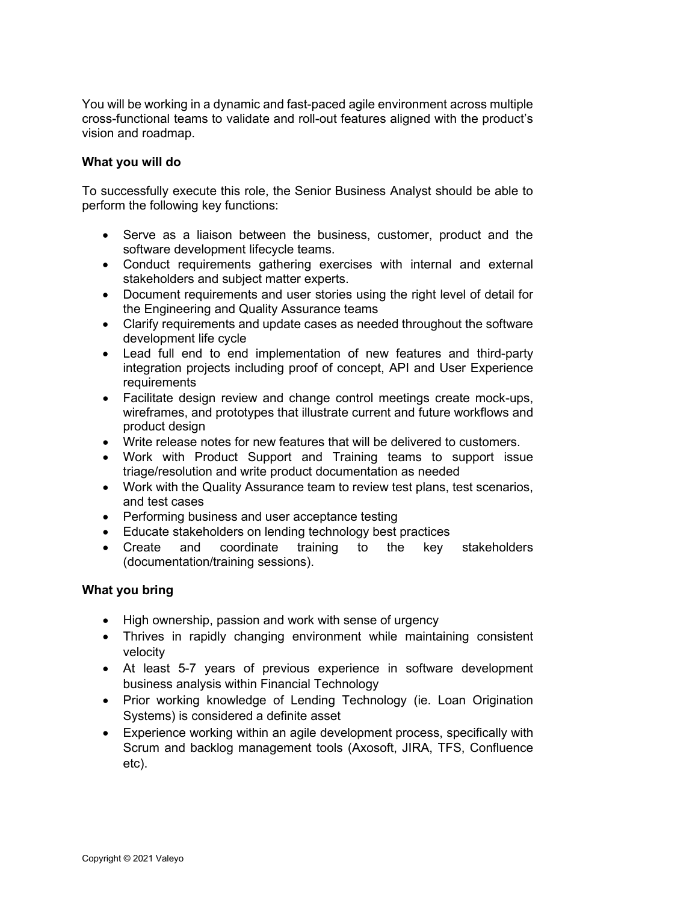You will be working in a dynamic and fast-paced agile environment across multiple cross-functional teams to validate and roll-out features aligned with the product's vision and roadmap.

**What you will do**

To successfully execute this role, the Senior Business Analyst should be able to perform the following key functions:

- Serve as a liaison between the business, customer, product and the software development lifecycle teams.
- Conduct requirements gathering exercises with internal and external stakeholders and subject matter experts.
- Document requirements and user stories using the right level of detail for the Engineering and Quality Assurance teams
- Clarify requirements and update cases as needed throughout the software development life cycle
- Lead full end to end implementation of new features and third-party integration projects including proof of concept, API and User Experience requirements
- Facilitate design review and change control meetings create mock-ups, wireframes, and prototypes that illustrate current and future workflows and product design
- Write release notes for new features that will be delivered to customers.
- Work with Product Support and Training teams to support issue triage/resolution and write product documentation as needed
- Work with the Quality Assurance team to review test plans, test scenarios, and test cases
- Performing business and user acceptance testing
- Educate stakeholders on lending technology best practices
- Create and coordinate training to the key stakeholders (documentation/training sessions).

**What you bring**

- High ownership, passion and work with sense of urgency
- Thrives in rapidly changing environment while maintaining consistent velocity
- At least 5-7 years of previous experience in software development business analysis within Financial Technology
- Prior working knowledge of Lending Technology (ie. Loan Origination Systems) is considered a definite asset
- Experience working within an agile development process, specifically with Scrum and backlog management tools (Axosoft, JIRA, TFS, Confluence etc).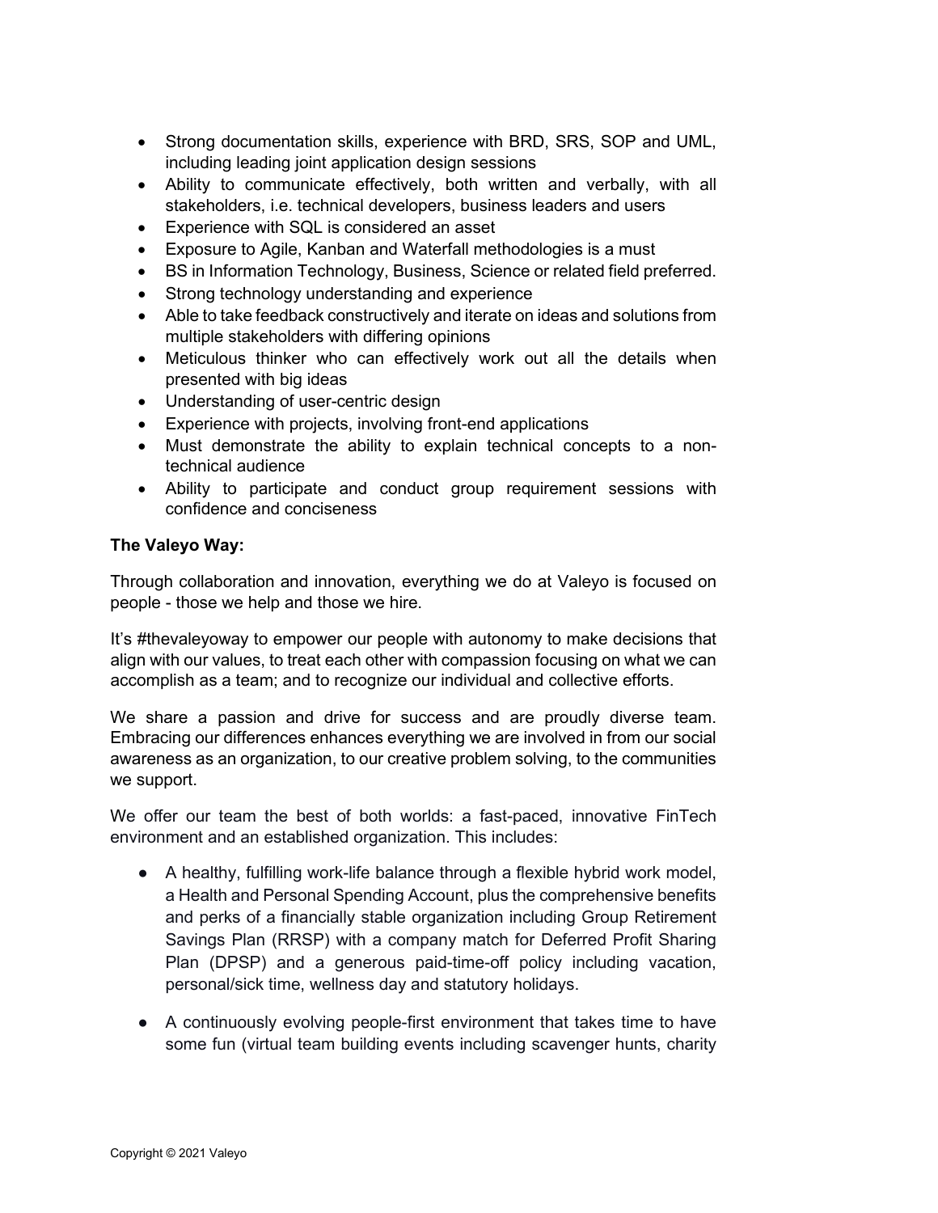- Strong documentation skills, experience with BRD, SRS, SOP and UML, including leading joint application design sessions
- Ability to communicate effectively, both written and verbally, with all stakeholders, i.e. technical developers, business leaders and users
- Experience with SQL is considered an asset
- Exposure to Agile, Kanban and Waterfall methodologies is a must
- BS in Information Technology, Business, Science or related field preferred.
- Strong technology understanding and experience
- Able to take feedback constructively and iterate on ideas and solutions from multiple stakeholders with differing opinions
- Meticulous thinker who can effectively work out all the details when presented with big ideas
- Understanding of user-centric design
- Experience with projects, involving front-end applications
- Must demonstrate the ability to explain technical concepts to a non-technical audience
- Ability to participate and conduct group requirement sessions with confidence and conciseness

**The Valeyo Way:**

Through collaboration and innovation, everything we do at Valeyo is focused on people - those we help and those we hire.

It's #thevaleyoway to empower our people with autonomy to make decisions that align with our values, to treat each other with compassion focusing on what we can accomplish as a team; and to recognize our individual and collective efforts.

We share a passion and drive for success and are proudly diverse team. Embracing our differences enhances everything we are involved in from our social awareness as an organization, to our creative problem solving, to the communities we support.

We offer our team the best of both worlds: a fast-paced, innovative FinTech environment and an established organization. This includes:

- A healthy, fulfilling work-life balance through a flexible hybrid work model, a Health and Personal Spending Account, plus the comprehensive benefits and perks of a financially stable organization including Group Retirement Savings Plan (RRSP) with a company match for Deferred Profit Sharing Plan (DPSP) and a generous paid-time-off policy including vacation, personal/sick time, wellness day and statutory holidays.

- A continuously evolving people-first environment that takes time to have some fun (virtual team building events including scavenger hunts, charity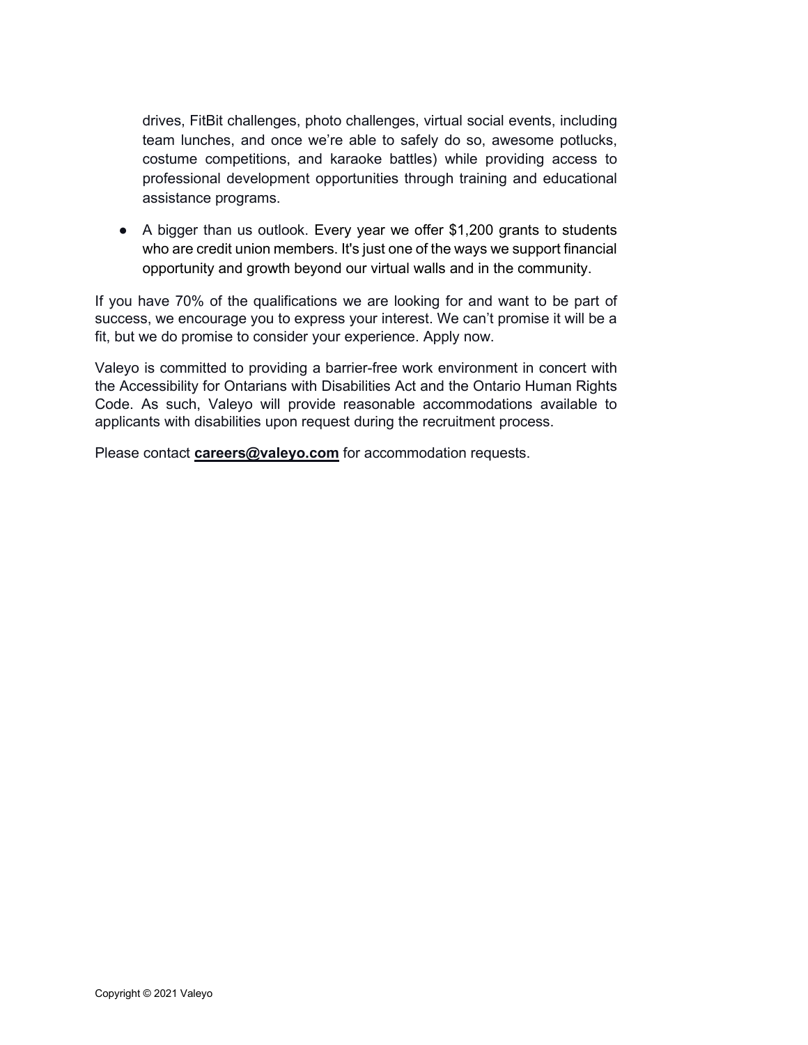drives, FitBit challenges, photo challenges, virtual social events, including team lunches, and once we're able to safely do so, awesome potlucks, costume competitions, and karaoke battles) while providing access to professional development opportunities through training and educational assistance programs.

- A bigger than us outlook. Every year we offer $1,200 grants to students who are credit union members. It's just one of the ways we support financial opportunity and growth beyond our virtual walls and in the community.

If you have 70% of the qualifications we are looking for and want to be part of success, we encourage you to express your interest. We can't promise it will be a fit, but we do promise to consider your experience. Apply now.

Valeyo is committed to providing a barrier-free work environment in concert with the Accessibility for Ontarians with Disabilities Act and the Ontario Human Rights Code. As such, Valeyo will provide reasonable accommodations available to applicants with disabilities upon request during the recruitment process.

Please contact **careers@valeyo.com** for accommodation requests.

Copyright © 2021 Valeyo